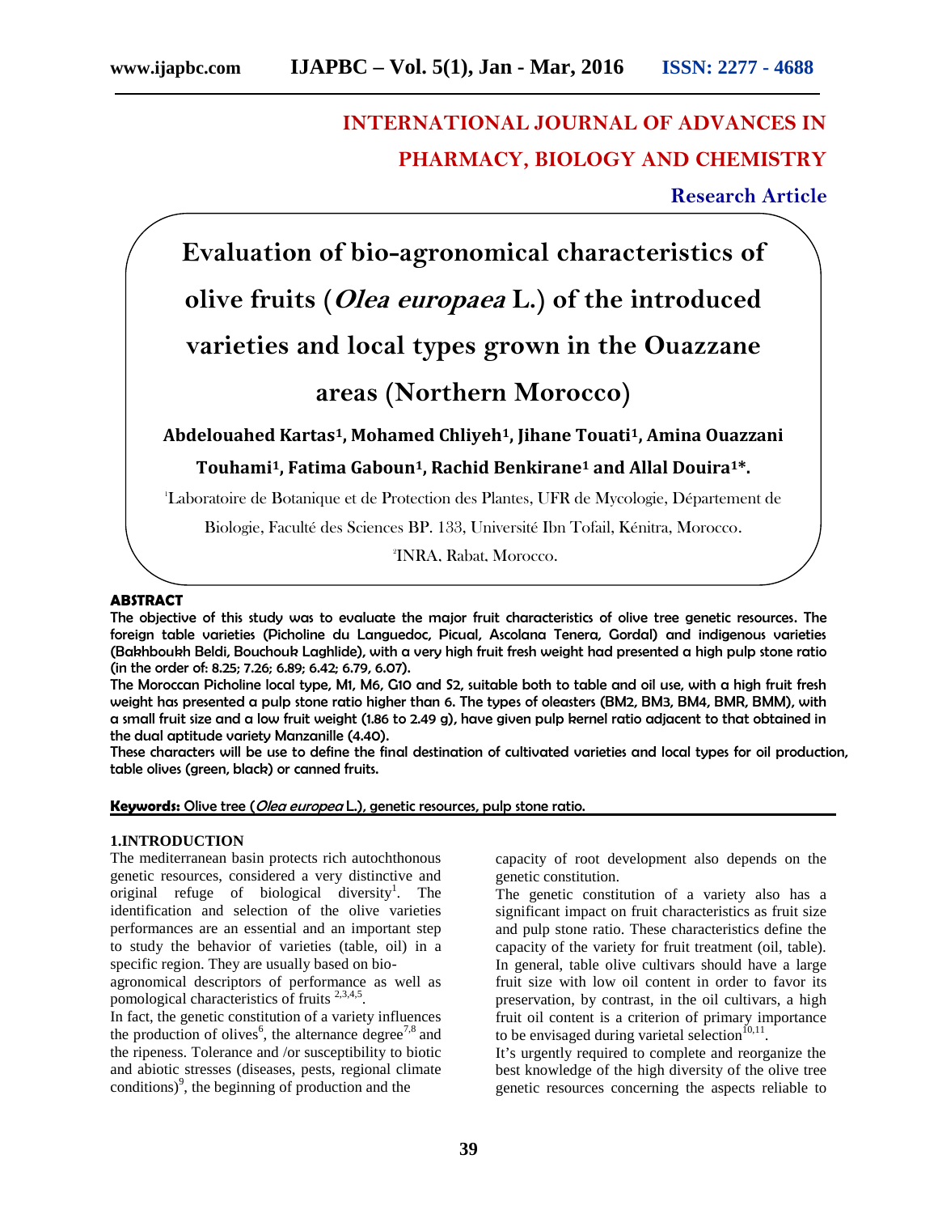**INTERNATIONAL JOURNAL OF ADVANCES IN PHARMACY, BIOLOGY AND CHEMISTRY**

**Research Article**

# Evaluation of bio-agronomical characteristics of olive fruits (*Olea europaea* L.) of the introduced varieties and local types grown in the Ouazzane areas (Northern Morocco)

**Abdelouahed Kartas[1], Mohamed Chliyeh[1], Jihane Touati[1], Amina Ouazzani Touhami[1], Fatima Gaboun[1], Rachid Benkirane[1] and Allal Douira[1]*.**

[1]Laboratoire de Botanique et de Protection des Plantes, UFR de Mycologie, Département de Biologie, Faculté des Sciences BP. 133, Université Ibn Tofail, Kénitra, Morocco.

[2]INRA, Rabat, Morocco.

## ABSTRACT

The objective of this study was to evaluate the major fruit characteristics of olive tree genetic resources. The foreign table varieties (Picholine du Languedoc, Picual, Ascolana Tenera, Gordal) and indigenous varieties (Bakhboukh Beldi, Bouchouk Laghlide), with a very high fruit fresh weight had presented a high pulp stone ratio (in the order of: 8.25; 7.26; 6.89; 6.42; 6.79, 6.07).

The Moroccan Picholine local type, M1, M6, G10 and S2, suitable both to table and oil use, with a high fruit fresh weight has presented a pulp stone ratio higher than 6. The types of oleasters (BM2, BM3, BM4, BMR, BMM), with a small fruit size and a low fruit weight (1.86 to 2.49 g), have given pulp kernel ratio adjacent to that obtained in the dual aptitude variety Manzanille (4.40).

These characters will be use to define the final destination of cultivated varieties and local types for oil production, table olives (green, black) or canned fruits.

**Keywords:** Olive tree (*Olea europea* L.), genetic resources, pulp stone ratio.

## 1.INTRODUCTION

The mediterranean basin protects rich autochthonous genetic resources, considered a very distinctive and original refuge of biological diversity[1]. The identification and selection of the olive varieties performances are an essential and an important step to study the behavior of varieties (table, oil) in a specific region. They are usually based on bio-agronomical descriptors of performance as well as pomological characteristics of fruits [2,3,4,5].

In fact, the genetic constitution of a variety influences the production of olives[6], the alternance degree[7,8] and the ripeness. Tolerance and /or susceptibility to biotic and abiotic stresses (diseases, pests, regional climate conditions)[9], the beginning of production and the capacity of root development also depends on the genetic constitution.

The genetic constitution of a variety also has a significant impact on fruit characteristics as fruit size and pulp stone ratio. These characteristics define the capacity of the variety for fruit treatment (oil, table). In general, table olive cultivars should have a large fruit size with low oil content in order to favor its preservation, by contrast, in the oil cultivars, a high fruit oil content is a criterion of primary importance to be envisaged during varietal selection[10,11].

It's urgently required to complete and reorganize the best knowledge of the high diversity of the olive tree genetic resources concerning the aspects reliable to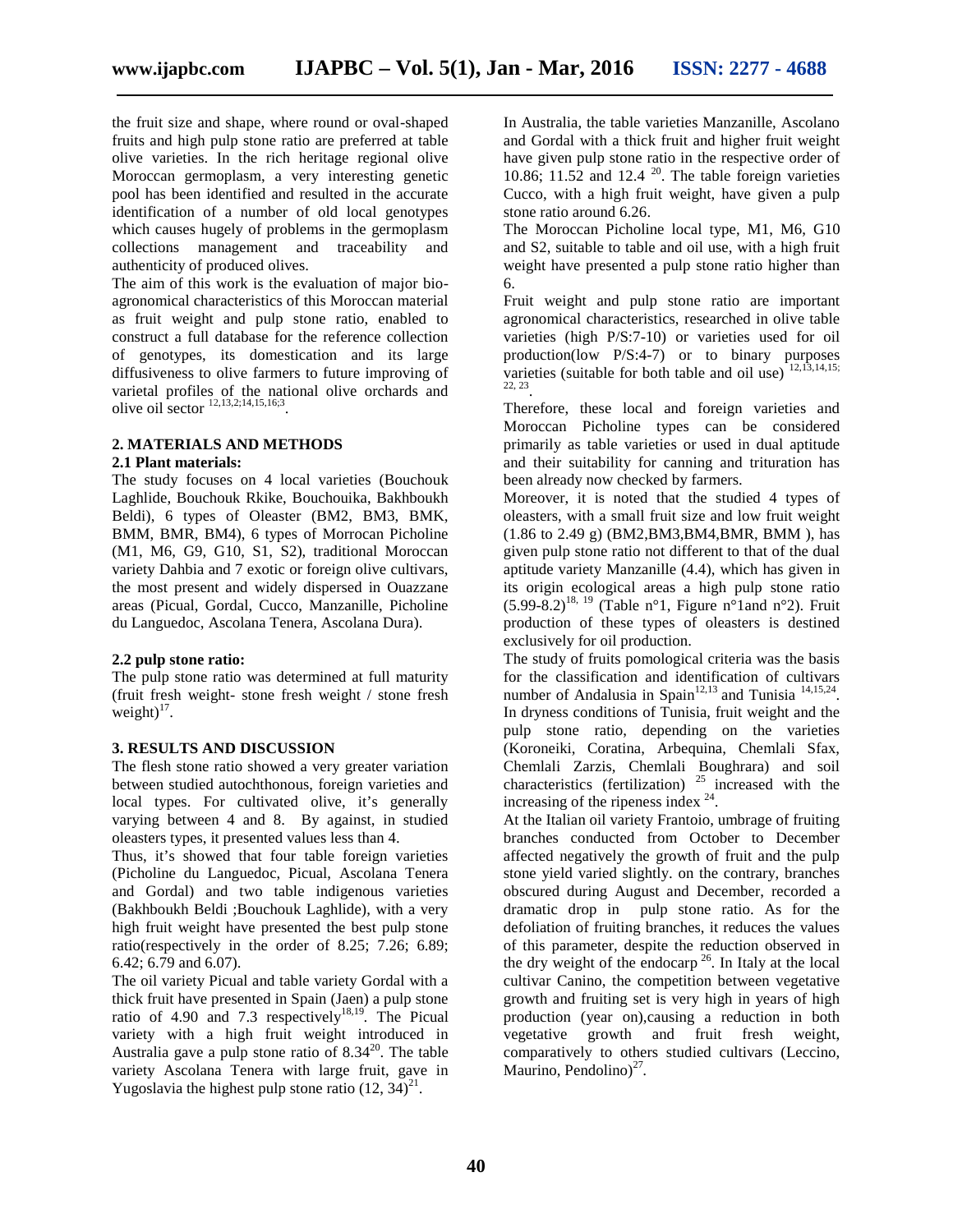the fruit size and shape, where round or oval-shaped fruits and high pulp stone ratio are preferred at table olive varieties. In the rich heritage regional olive Moroccan germoplasm, a very interesting genetic pool has been identified and resulted in the accurate identification of a number of old local genotypes which causes hugely of problems in the germoplasm collections management and traceability and authenticity of produced olives.

The aim of this work is the evaluation of major bio-agronomical characteristics of this Moroccan material as fruit weight and pulp stone ratio, enabled to construct a full database for the reference collection of genotypes, its domestication and its large diffusiveness to olive farmers to future improving of varietal profiles of the national olive orchards and olive oil sector [12,13,2;14,15,16;3].

## 2. MATERIALS AND METHODS

### 2.1 Plant materials:

The study focuses on 4 local varieties (Bouchouk Laghlide, Bouchouk Rkike, Bouchouika, Bakhboukh Beldi), 6 types of Oleaster (BM2, BM3, BMK, BMM, BMR, BM4), 6 types of Morrocan Picholine (M1, M6, G9, G10, S1, S2), traditional Moroccan variety Dahbia and 7 exotic or foreign olive cultivars, the most present and widely dispersed in Ouazzane areas (Picual, Gordal, Cucco, Manzanille, Picholine du Languedoc, Ascolana Tenera, Ascolana Dura).

### 2.2 pulp stone ratio:

The pulp stone ratio was determined at full maturity (fruit fresh weight- stone fresh weight / stone fresh weight)[17].

## 3. RESULTS AND DISCUSSION

The flesh stone ratio showed a very greater variation between studied autochthonous, foreign varieties and local types. For cultivated olive, it's generally varying between 4 and 8. By against, in studied oleasters types, it presented values less than 4.

Thus, it's showed that four table foreign varieties (Picholine du Languedoc, Picual, Ascolana Tenera and Gordal) and two table indigenous varieties (Bakhboukh Beldi ;Bouchouk Laghlide), with a very high fruit weight have presented the best pulp stone ratio(respectively in the order of 8.25; 7.26; 6.89; 6.42; 6.79 and 6.07).

The oil variety Picual and table variety Gordal with a thick fruit have presented in Spain (Jaen) a pulp stone ratio of 4.90 and 7.3 respectively[18,19]. The Picual variety with a high fruit weight introduced in Australia gave a pulp stone ratio of 8.34[20]. The table variety Ascolana Tenera with large fruit, gave in Yugoslavia the highest pulp stone ratio (12, 34)[21].

In Australia, the table varieties Manzanille, Ascolano and Gordal with a thick fruit and higher fruit weight have given pulp stone ratio in the respective order of 10.86; 11.52 and 12.4 [20]. The table foreign varieties Cucco, with a high fruit weight, have given a pulp stone ratio around 6.26.

The Moroccan Picholine local type, M1, M6, G10 and S2, suitable to table and oil use, with a high fruit weight have presented a pulp stone ratio higher than 6.

Fruit weight and pulp stone ratio are important agronomical characteristics, researched in olive table varieties (high P/S:7-10) or varieties used for oil production(low P/S:4-7) or to binary purposes varieties (suitable for both table and oil use) [12,13,14,15; 22, 23].

Therefore, these local and foreign varieties and Moroccan Picholine types can be considered primarily as table varieties or used in dual aptitude and their suitability for canning and trituration has been already now checked by farmers.

Moreover, it is noted that the studied 4 types of oleasters, with a small fruit size and low fruit weight (1.86 to 2.49 g) (BM2,BM3,BM4,BMR, BMM ), has given pulp stone ratio not different to that of the dual aptitude variety Manzanille (4.4), which has given in its origin ecological areas a high pulp stone ratio (5.99-8.2)[18, 19] (Table n°1, Figure n°1and n°2). Fruit production of these types of oleasters is destined exclusively for oil production.

The study of fruits pomological criteria was the basis for the classification and identification of cultivars number of Andalusia in Spain[12,13] and Tunisia [14,15,24]. In dryness conditions of Tunisia, fruit weight and the pulp stone ratio, depending on the varieties (Koroneiki, Coratina, Arbequina, Chemlali Sfax, Chemlali Zarzis, Chemlali Boughrara) and soil characteristics (fertilization) [25] increased with the increasing of the ripeness index [24].

At the Italian oil variety Frantoio, umbrage of fruiting branches conducted from October to December affected negatively the growth of fruit and the pulp stone yield varied slightly. on the contrary, branches obscured during August and December, recorded a dramatic drop in pulp stone ratio. As for the defoliation of fruiting branches, it reduces the values of this parameter, despite the reduction observed in the dry weight of the endocarp [26]. In Italy at the local cultivar Canino, the competition between vegetative growth and fruiting set is very high in years of high production (year on),causing a reduction in both vegetative growth and fruit fresh weight, comparatively to others studied cultivars (Leccino, Maurino, Pendolino)[27].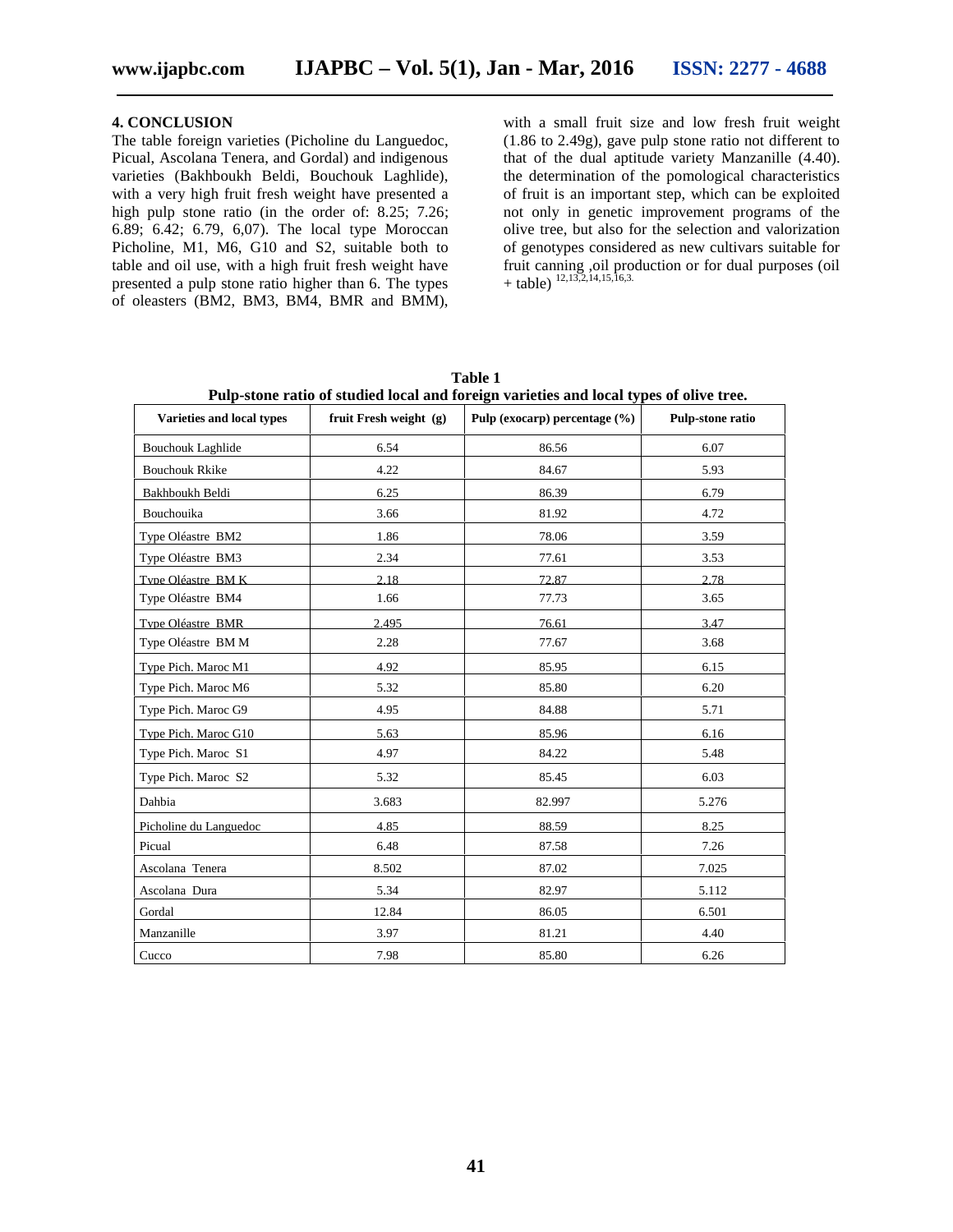## 4. CONCLUSION

The table foreign varieties (Picholine du Languedoc, Picual, Ascolana Tenera, and Gordal) and indigenous varieties (Bakhboukh Beldi, Bouchouk Laghlide), with a very high fruit fresh weight have presented a high pulp stone ratio (in the order of: 8.25; 7.26; 6.89; 6.42; 6.79, 6,07). The local type Moroccan Picholine, M1, M6, G10 and S2, suitable both to table and oil use, with a high fruit fresh weight have presented a pulp stone ratio higher than 6. The types of oleasters (BM2, BM3, BM4, BMR and BMM), with a small fruit size and low fresh fruit weight (1.86 to 2.49g), gave pulp stone ratio not different to that of the dual aptitude variety Manzanille (4.40). the determination of the pomological characteristics of fruit is an important step, which can be exploited not only in genetic improvement programs of the olive tree, but also for the selection and valorization of genotypes considered as new cultivars suitable for fruit canning ,oil production or for dual purposes (oil + table) [12,13,2,14,15,16,3.]

**Table 1**
**Pulp-stone ratio of studied local and foreign varieties and local types of olive tree.**

| Varieties and local types | fruit Fresh weight (g) | Pulp (exocarp) percentage (%) | Pulp-stone ratio |
|---|---|---|---|
| Bouchouk Laghlide | 6.54 | 86.56 | 6.07 |
| Bouchouk Rkike | 4.22 | 84.67 | 5.93 |
| Bakhboukh Beldi | 6.25 | 86.39 | 6.79 |
| Bouchouika | 3.66 | 81.92 | 4.72 |
| Type Oléastre BM2 | 1.86 | 78.06 | 3.59 |
| Type Oléastre BM3 | 2.34 | 77.61 | 3.53 |
| Type Oléastre BM K | 2.18 | 72.87 | 2.78 |
| Type Oléastre BM4 | 1.66 | 77.73 | 3.65 |
| Type Oléastre BMR | 2.495 | 76.61 | 3.47 |
| Type Oléastre BM M | 2.28 | 77.67 | 3.68 |
| Type Pich. Maroc M1 | 4.92 | 85.95 | 6.15 |
| Type Pich. Maroc M6 | 5.32 | 85.80 | 6.20 |
| Type Pich. Maroc G9 | 4.95 | 84.88 | 5.71 |
| Type Pich. Maroc G10 | 5.63 | 85.96 | 6.16 |
| Type Pich. Maroc S1 | 4.97 | 84.22 | 5.48 |
| Type Pich. Maroc S2 | 5.32 | 85.45 | 6.03 |
| Dahbia | 3.683 | 82.997 | 5.276 |
| Picholine du Languedoc | 4.85 | 88.59 | 8.25 |
| Picual | 6.48 | 87.58 | 7.26 |
| Ascolana Tenera | 8.502 | 87.02 | 7.025 |
| Ascolana Dura | 5.34 | 82.97 | 5.112 |
| Gordal | 12.84 | 86.05 | 6.501 |
| Manzanille | 3.97 | 81.21 | 4.40 |
| Cucco | 7.98 | 85.80 | 6.26 |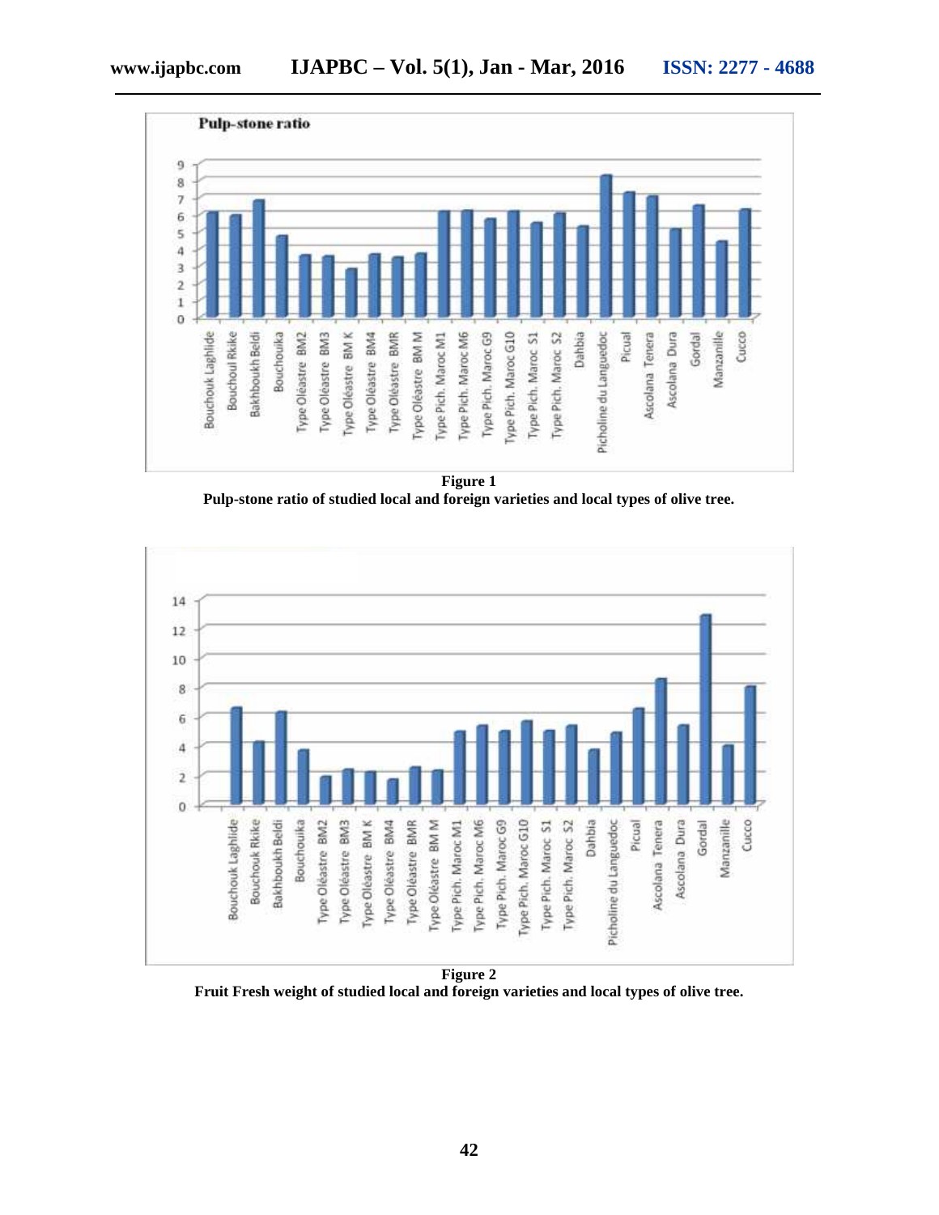**Figure 1**
**Pulp-stone ratio of studied local and foreign varieties and local types of olive tree.**

**Figure 2**
**Fruit Fresh weight of studied local and foreign varieties and local types of olive tree.**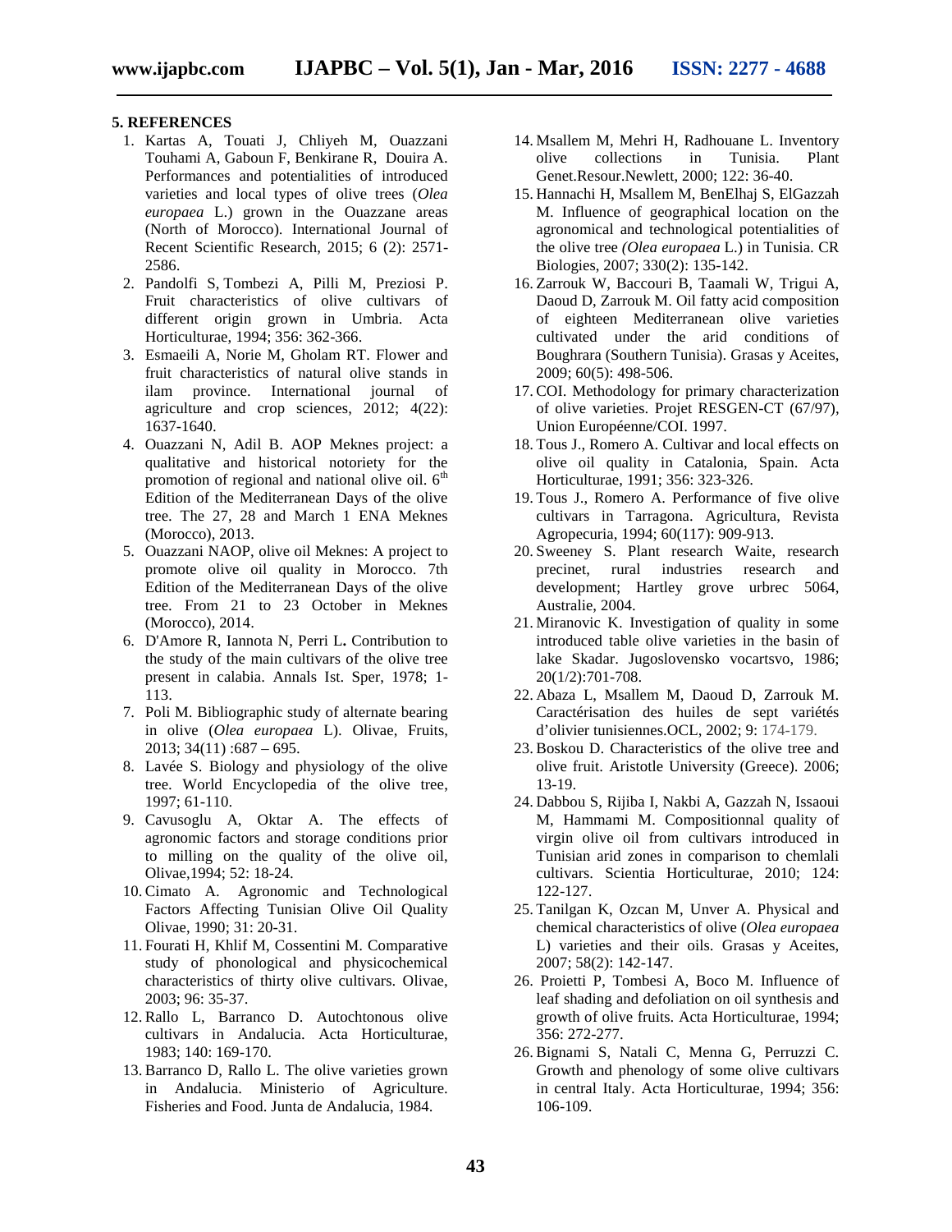## 5. REFERENCES

1. Kartas A, Touati J, Chliyeh M, Ouazzani Touhami A, Gaboun F, Benkirane R, Douira A. Performances and potentialities of introduced varieties and local types of olive trees (*Olea europaea* L.) grown in the Ouazzane areas (North of Morocco). International Journal of Recent Scientific Research, 2015; 6 (2): 2571-2586.
2. Pandolfi S, Tombezi A, Pilli M, Preziosi P. Fruit characteristics of olive cultivars of different origin grown in Umbria. Acta Horticulturae, 1994; 356: 362-366.
3. Esmaeili A, Norie M, Gholam RT. Flower and fruit characteristics of natural olive stands in ilam province. International journal of agriculture and crop sciences, 2012; 4(22): 1637-1640.
4. Ouazzani N, Adil B. AOP Meknes project: a qualitative and historical notoriety for the promotion of regional and national olive oil. 6th Edition of the Mediterranean Days of the olive tree. The 27, 28 and March 1 ENA Meknes (Morocco), 2013.
5. Ouazzani NAOP, olive oil Meknes: A project to promote olive oil quality in Morocco. 7th Edition of the Mediterranean Days of the olive tree. From 21 to 23 October in Meknes (Morocco), 2014.
6. D'Amore R, Iannota N, Perri L**.** Contribution to the study of the main cultivars of the olive tree present in calabia. Annals Ist. Sper, 1978; 1-113.
7. Poli M. Bibliographic study of alternate bearing in olive (*Olea europaea* L). Olivae, Fruits, 2013; 34(11) :687 – 695.
8. Lavée S. Biology and physiology of the olive tree. World Encyclopedia of the olive tree, 1997; 61-110.
9. Cavusoglu A, Oktar A. The effects of agronomic factors and storage conditions prior to milling on the quality of the olive oil, Olivae,1994; 52: 18-24.
10. Cimato A. Agronomic and Technological Factors Affecting Tunisian Olive Oil Quality Olivae, 1990; 31: 20-31.
11. Fourati H, Khlif M, Cossentini M. Comparative study of phonological and physicochemical characteristics of thirty olive cultivars. Olivae, 2003; 96: 35-37.
12. Rallo L, Barranco D. Autochtonous olive cultivars in Andalucia. Acta Horticulturae, 1983; 140: 169-170.
13. Barranco D, Rallo L. The olive varieties grown in Andalucia. Ministerio of Agriculture. Fisheries and Food. Junta de Andalucia, 1984.
14. Msallem M, Mehri H, Radhouane L. Inventory olive collections in Tunisia. Plant Genet.Resour.Newlett, 2000; 122: 36-40.
15. Hannachi H, Msallem M, BenElhaj S, ElGazzah M. Influence of geographical location on the agronomical and technological potentialities of the olive tree *(Olea europaea* L.) in Tunisia. CR Biologies, 2007; 330(2): 135-142.
16. Zarrouk W, Baccouri B, Taamali W, Trigui A, Daoud D, Zarrouk M. Oil fatty acid composition of eighteen Mediterranean olive varieties cultivated under the arid conditions of Boughrara (Southern Tunisia). Grasas y Aceites, 2009; 60(5): 498-506.
17. COI. Methodology for primary characterization of olive varieties. Projet RESGEN-CT (67/97), Union Européenne/COI. 1997.
18. Tous J., Romero A. Cultivar and local effects on olive oil quality in Catalonia, Spain. Acta Horticulturae, 1991; 356: 323-326.
19. Tous J., Romero A. Performance of five olive cultivars in Tarragona. Agricultura, Revista Agropecuria, 1994; 60(117): 909-913.
20. Sweeney S. Plant research Waite, research precinet, rural industries research and development; Hartley grove urbrec 5064, Australie, 2004.
21. Miranovic K. Investigation of quality in some introduced table olive varieties in the basin of lake Skadar. Jugoslovensko vocartsvo, 1986; 20(1/2):701-708.
22. Abaza L, Msallem M, Daoud D, Zarrouk M. Caractérisation des huiles de sept variétés d'olivier tunisiennes.OCL, 2002; 9: 174-179.
23. Boskou D. Characteristics of the olive tree and olive fruit. Aristotle University (Greece). 2006; 13-19.
24. Dabbou S, Rijiba I, Nakbi A, Gazzah N, Issaoui M, Hammami M. Compositionnal quality of virgin olive oil from cultivars introduced in Tunisian arid zones in comparison to chemlali cultivars. Scientia Horticulturae, 2010; 124: 122-127.
25. Tanilgan K, Ozcan M, Unver A. Physical and chemical characteristics of olive (*Olea europaea* L) varieties and their oils. Grasas y Aceites, 2007; 58(2): 142-147.
26. Proietti P, Tombesi A, Boco M. Influence of leaf shading and defoliation on oil synthesis and growth of olive fruits. Acta Horticulturae, 1994; 356: 272-277.
26. Bignami S, Natali C, Menna G, Perruzzi C. Growth and phenology of some olive cultivars in central Italy. Acta Horticulturae, 1994; 356: 106-109.